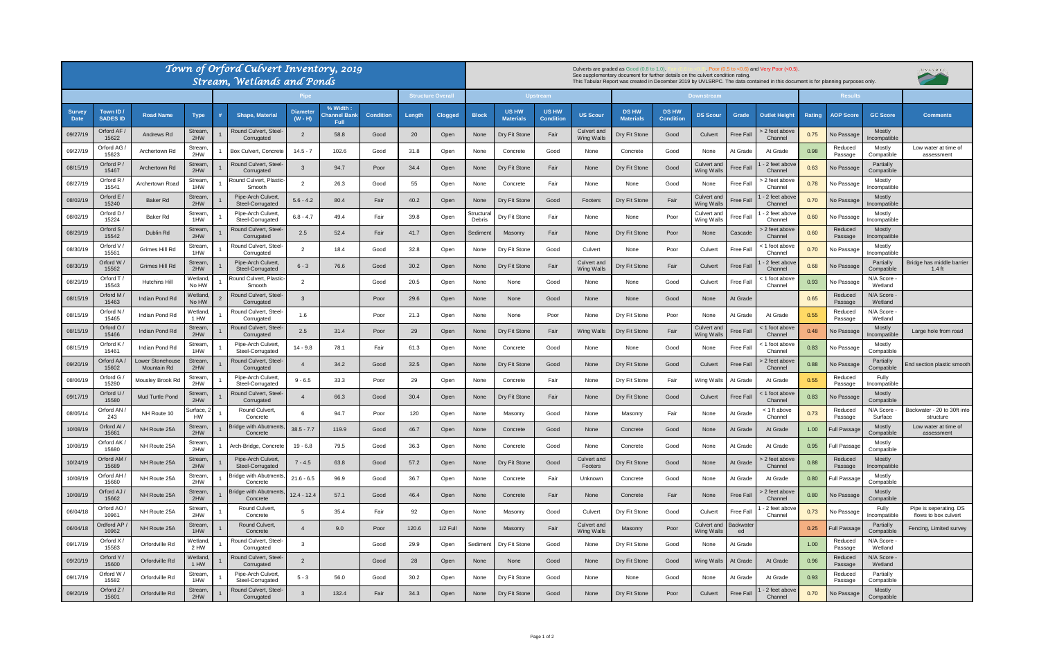# Town of Orford Culvert Inventory, 2019
## Stream, Wetlands and Ponds

Culverts are graded as Good (0.8 to 1.0), Fair (0.6 to <0.8), Poor (0.5 to <0.6) and Very Poor (<0.5).
See supplementary document for further details on the culvert condition rating.
This Tabular Report was created in December 2019 by UVLSRPC. The data contained in this document is for planning purposes only.

| | | | | Pipe | | | | | Structure Overall | | Upstream | | | | Downstream | | | | | Results | | | |
|---|---|---|---|---|---|---|---|---|---|---|---|---|---|---|---|---|---|---|---|---|---|---|---|
| Survey Date | Town ID / SADES ID | Road Name | Type | # | Shape, Material | Diameter (W - H) | % Width : Channel Bank Full | Condition | Length | Clogged | Block | US HW Materials | US HW Condition | US Scour | DS HW Materials | DS HW Condition | DS Scour | Grade | Outlet Height | Rating | AOP Score | GC Score | Comments |
| 09/27/19 | Orford AF / 15622 | Andrews Rd | Stream, 2HW | 1 | Round Culvert, Steel-Corrugated | 2 | 58.8 | Good | 20 | Open | None | Dry Fit Stone | Fair | Culvert and Wing Walls | Dry Fit Stone | Good | Culvert | Free Fall | > 2 feet above Channel | 0.75 | No Passage | Mostly Incompatible | |
| 09/27/19 | Orford AG / 15623 | Archertown Rd | Stream, 2HW | 1 | Box Culvert, Concrete | 14.5 - 7 | 102.6 | Good | 31.8 | Open | None | Concrete | Good | None | Concrete | Good | None | At Grade | At Grade | 0.98 | Reduced Passage | Mostly Compatible | Low water at time of assessment |
| 08/15/19 | Orford P / 15467 | Archertown Rd | Stream, 2HW | 1 | Round Culvert, Steel-Corrugated | 3 | 94.7 | Poor | 34.4 | Open | None | Dry Fit Stone | Fair | None | Dry Fit Stone | Good | Culvert and Wing Walls | Free Fall | 1 - 2 feet above Channel | 0.63 | No Passage | Partially Compatible | |
| 08/27/19 | Orford R / 15541 | Archertown Road | Stream, 1HW | 1 | Round Culvert, Plastic-Smooth | 2 | 26.3 | Good | 55 | Open | None | Concrete | Fair | None | None | Good | None | Free Fall | > 2 feet above Channel | 0.78 | No Passage | Mostly Incompatible | |
| 08/02/19 | Orford E / 15240 | Baker Rd | Stream, 2HW | 1 | Pipe-Arch Culvert, Steel-Corrugated | 5.6 - 4.2 | 80.4 | Fair | 40.2 | Open | None | Dry Fit Stone | Good | Footers | Dry Fit Stone | Fair | Culvert and Wing Walls | Free Fall | 1 - 2 feet above Channel | 0.70 | No Passage | Mostly Incompatible | |
| 08/02/19 | Orford D / 15224 | Baker Rd | Stream, 1HW | 1 | Pipe-Arch Culvert, Steel-Corrugated | 6.8 - 4.7 | 49.4 | Fair | 39.8 | Open | Structural Debris | Dry Fit Stone | Fair | None | None | Poor | Culvert and Wing Walls | Free Fall | 1 - 2 feet above Channel | 0.60 | No Passage | Mostly Incompatible | |
| 08/29/19 | Orford S / 15542 | Dublin Rd | Stream, 2HW | 1 | Round Culvert, Steel-Corrugated | 2.5 | 52.4 | Fair | 41.7 | Open | Sediment | Masonry | Fair | None | Dry Fit Stone | Poor | None | Cascade | > 2 feet above Channel | 0.60 | Reduced Passage | Mostly Incompatible | |
| 08/30/19 | Orford V / 15561 | Grimes Hill Rd | Stream, 1HW | 1 | Round Culvert, Steel-Corrugated | 2 | 18.4 | Good | 32.8 | Open | None | Dry Fit Stone | Good | Culvert | None | Poor | Culvert | Free Fall | < 1 foot above Channel | 0.70 | No Passage | Mostly Incompatible | |
| 08/30/19 | Orford W / 15562 | Grimes Hill Rd | Stream, 2HW | 1 | Pipe-Arch Culvert, Steel-Corrugated | 6 - 3 | 76.6 | Good | 30.2 | Open | None | Dry Fit Stone | Fair | Culvert and Wing Walls | Dry Fit Stone | Fair | Culvert | Free Fall | 1 - 2 feet above Channel | 0.68 | No Passage | Partially Compatible | Bridge has middle barrier 1.4 ft |
| 08/29/19 | Orford T / 15543 | Hutchins Hill | Wetland, No HW | 1 | Round Culvert, Plastic-Smooth | 2 | | Good | 20.5 | Open | None | None | Good | None | None | Good | Culvert | Free Fall | < 1 foot above Channel | 0.93 | No Passage | N/A Score - Wetland | |
| 08/15/19 | Orford M / 15463 | Indian Pond Rd | Wetland, No HW | 2 | Round Culvert, Steel-Corrugated | 3 | | Poor | 29.6 | Open | None | None | Good | None | None | Good | None | At Grade | | 0.65 | Reduced Passage | N/A Score - Wetland | |
| 08/15/19 | Orford N / 15465 | Indian Pond Rd | Wetland, 1 HW | 1 | Round Culvert, Steel-Corrugated | 1.6 | | Poor | 21.3 | Open | None | None | Poor | None | Dry Fit Stone | Poor | None | At Grade | At Grade | 0.55 | Reduced Passage | N/A Score - Wetland | |
| 08/15/19 | Orford O / 15466 | Indian Pond Rd | Stream, 2HW | 1 | Round Culvert, Steel-Corrugated | 2.5 | 31.4 | Poor | 29 | Open | None | Dry Fit Stone | Fair | Wing Walls | Dry Fit Stone | Fair | Culvert and Wing Walls | Free Fall | < 1 foot above Channel | 0.48 | No Passage | Mostly Incompatible | Large hole from road |
| 08/15/19 | Orford K / 15461 | Indian Pond Rd | Stream, 1HW | 1 | Pipe-Arch Culvert, Steel-Corrugated | 14 - 9.8 | 78.1 | Fair | 61.3 | Open | None | Concrete | Good | None | None | Good | None | Free Fall | < 1 foot above Channel | 0.83 | No Passage | Mostly Compatible | |
| 09/20/19 | Orford AA / 15602 | Lower Stonehouse Mountain Rd | Stream, 2HW | 1 | Round Culvert, Steel-Corrugated | 4 | 34.2 | Good | 32.5 | Open | None | Dry Fit Stone | Good | None | Dry Fit Stone | Good | Culvert | Free Fall | > 2 feet above Channel | 0.88 | No Passage | Partially Compatible | End section plastic smooth |
| 08/06/19 | Orford G / 15280 | Mousley Brook Rd | Stream, 2HW | 1 | Pipe-Arch Culvert, Steel-Corrugated | 9 - 6.5 | 33.3 | Poor | 29 | Open | None | Concrete | Fair | None | Dry Fit Stone | Fair | Wing Walls | At Grade | At Grade | 0.55 | Reduced Passage | Fully Incompatible | |
| 09/17/19 | Orford U / 15580 | Mud Turtle Pond | Stream, 2HW | 1 | Round Culvert, Steel-Corrugated | 4 | 66.3 | Good | 30.4 | Open | None | Dry Fit Stone | Fair | None | Dry Fit Stone | Good | Culvert | Free Fall | < 1 foot above Channel | 0.83 | No Passage | Mostly Compatible | |
| 08/05/14 | Orford AN / 243 | NH Route 10 | Surface, 2 HW | 1 | Round Culvert, Concrete | 6 | 94.7 | Poor | 120 | Open | None | Masonry | Good | None | Masonry | Fair | None | At Grade | < 1 ft above Channel | 0.73 | Reduced Passage | N/A Score - Surface | Backwater - 20 to 30ft into structure |
| 10/08/19 | Orford AI / 15661 | NH Route 25A | Stream, 2HW | 1 | Bridge with Abutments, Concrete | 38.5 - 7.7 | 119.9 | Good | 46.7 | Open | None | Concrete | Good | None | Concrete | Good | None | At Grade | At Grade | 1.00 | Full Passage | Mostly Compatible | Low water at time of assessment |
| 10/08/19 | Orford AK / 15680 | NH Route 25A | Stream, 2HW | 1 | Arch-Bridge, Concrete | 19 - 6.8 | 79.5 | Good | 36.3 | Open | None | Concrete | Good | None | Concrete | Good | None | At Grade | At Grade | 0.95 | Full Passage | Mostly Compatible | |
| 10/24/19 | Orford AM / 15689 | NH Route 25A | Stream, 2HW | 1 | Pipe-Arch Culvert, Steel-Corrugated | 7 - 4.5 | 63.8 | Good | 57.2 | Open | None | Dry Fit Stone | Good | Culvert and Footers | Dry Fit Stone | Good | None | At Grade | > 2 feet above Channel | 0.88 | Reduced Passage | Mostly Incompatible | |
| 10/08/19 | Orford AH / 15660 | NH Route 25A | Stream, 2HW | 1 | Bridge with Abutments, Concrete | 21.6 - 6.5 | 96.9 | Good | 36.7 | Open | None | Concrete | Fair | Unknown | Concrete | Good | None | At Grade | At Grade | 0.80 | Full Passage | Mostly Compatible | |
| 10/08/19 | Orford AJ / 15662 | NH Route 25A | Stream, 2HW | 1 | Bridge with Abutments, Concrete | 12.4 - 12.4 | 57.1 | Good | 46.4 | Open | None | Concrete | Fair | None | Concrete | Fair | None | Free Fall | > 2 feet above Channel | 0.80 | No Passage | Mostly Compatible | |
| 06/04/18 | Orford AO / 10961 | NH Route 25A | Stream, 2HW | 1 | Round Culvert, Concrete | 5 | 35.4 | Fair | 92 | Open | None | Masonry | Good | Culvert | Dry Fit Stone | Good | Culvert | Free Fall | 1 - 2 feet above Channel | 0.73 | No Passage | Fully Incompatible | Pipe is seperating. DS flows to box culvert |
| 06/04/18 | Ordford AP / 10962 | NH Route 25A | Stream, 1HW | 1 | Round Culvert, Concrete | 4 | 9.0 | Poor | 120.6 | 1/2 Full | None | Masonry | Fair | Culvert and Wing Walls | Masonry | Poor | Culvert and Wing Walls | Backwatered | | 0.25 | Full Passage | Partially Compatible | Fencing, Limited survey |
| 09/17/19 | Orford X / 15583 | Orfordville Rd | Wetland, 2 HW | 1 | Round Culvert, Steel-Corrugated | 3 | | Good | 29.9 | Open | Sediment | Dry Fit Stone | Good | None | Dry Fit Stone | Good | None | At Grade | | 1.00 | Reduced Passage | N/A Score - Wetland | |
| 09/20/19 | Orford Y / 15600 | Orfordville Rd | Wetland, 1 HW | 1 | Round Culvert, Steel-Corrugated | 2 | | Good | 28 | Open | None | None | Good | None | Dry Fit Stone | Good | Wing Walls | At Grade | At Grade | 0.96 | Reduced Passage | N/A Score - Wetland | |
| 09/17/19 | Orford W / 15582 | Orfordville Rd | Stream, 1HW | 1 | Pipe-Arch Culvert, Steel-Corrugated | 5 - 3 | 56.0 | Good | 30.2 | Open | None | Dry Fit Stone | Good | None | None | Good | None | At Grade | At Grade | 0.93 | Reduced Passage | Partially Compatible | |
| 09/20/19 | Orford Z / 15601 | Orfordville Rd | Stream, 2HW | 1 | Round Culvert, Steel-Corrugated | 3 | 132.4 | Fair | 34.3 | Open | None | Dry Fit Stone | Good | None | Dry Fit Stone | Poor | Culvert | Free Fall | 1 - 2 feet above Channel | 0.70 | No Passage | Mostly Compatible | |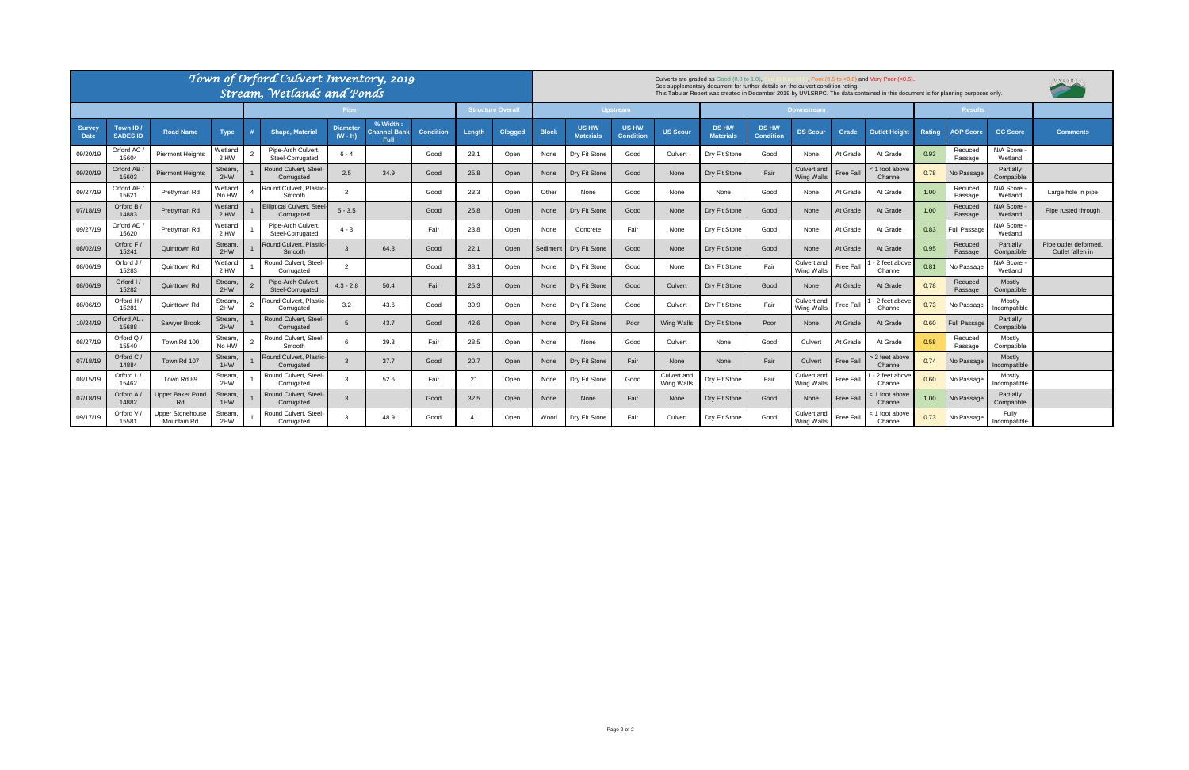# Town of Orford Culvert Inventory, 2019
## Stream, Wetlands and Ponds

Culverts are graded as Good (0.8 to 1.0), Fair (0.6 to 0.8), Poor (0.5 to <0.6) and Very Poor (<0.5).
See supplementary document for further details on the culvert condition rating.
This Tabular Report was created in December 2019 by UVLSRPC. The data contained in this document is for planning purposes only.

| | | | | Pipe | | | | | Structure Overall | | Upstream | | | | Downstream | | | | | Results | | | |
|---|---|---|---|---|---|---|---|---|---|---|---|---|---|---|---|---|---|---|---|---|---|---|---|
| Survey Date | Town ID / SADES ID | Road Name | Type | # | Shape, Material | Diameter (W - H) | % Width : Channel Bank Full | Condition | Length | Clogged | Block | US HW Materials | US HW Condition | US Scour | DS HW Materials | DS HW Condition | DS Scour | Grade | Outlet Height | Rating | AOP Score | GC Score | Comments |
| 09/20/19 | Orford AC / 15604 | Piermont Heights | Wetland, 2 HW | 2 | Pipe-Arch Culvert, Steel-Corrugated | 6 - 4 | | Good | 23.1 | Open | None | Dry Fit Stone | Good | Culvert | Dry Fit Stone | Good | None | At Grade | At Grade | 0.93 | Reduced Passage | N/A Score - Wetland | |
| 09/20/19 | Orford AB / 15603 | Piermont Heights | Stream, 2HW | 1 | Round Culvert, Steel-Corrugated | 2.5 | 34.9 | Good | 25.8 | Open | None | Dry Fit Stone | Good | None | Dry Fit Stone | Fair | Culvert and Wing Walls | Free Fall | < 1 foot above Channel | 0.78 | No Passage | Partially Compatible | |
| 09/27/19 | Orford AE / 15621 | Prettyman Rd | Wetland, No HW | 4 | Round Culvert, Plastic-Smooth | 2 | | Good | 23.3 | Open | Other | None | Good | None | None | Good | None | At Grade | At Grade | 1.00 | Reduced Passage | N/A Score - Wetland | Large hole in pipe |
| 07/18/19 | Orford B / 14883 | Prettyman Rd | Wetland, 2 HW | 1 | Elliptical Culvert, Steel-Corrugated | 5 - 3.5 | | Good | 25.8 | Open | None | Dry Fit Stone | Good | None | Dry Fit Stone | Good | None | At Grade | At Grade | 1.00 | Reduced Passage | N/A Score - Wetland | Pipe rusted through |
| 09/27/19 | Orford AD / 15620 | Prettyman Rd | Wetland, 2 HW | 1 | Pipe-Arch Culvert, Steel-Corrugated | 4 - 3 | | Fair | 23.8 | Open | None | Concrete | Fair | None | Dry Fit Stone | Good | None | At Grade | At Grade | 0.83 | Full Passage | N/A Score - Wetland | |
| 08/02/19 | Orford F / 15241 | Quinttown Rd | Stream, 2HW | 1 | Round Culvert, Plastic-Smooth | 3 | 64.3 | Good | 22.1 | Open | Sediment | Dry Fit Stone | Good | None | Dry Fit Stone | Good | None | At Grade | At Grade | 0.95 | Reduced Passage | Partially Compatible | Pipe outlet deformed. Outlet fallen in |
| 08/06/19 | Orford J / 15283 | Quinttown Rd | Wetland, 2 HW | 1 | Round Culvert, Steel-Corrugated | 2 | | Good | 38.1 | Open | None | Dry Fit Stone | Good | None | Dry Fit Stone | Fair | Culvert and Wing Walls | Free Fall | 1 - 2 feet above Channel | 0.81 | No Passage | N/A Score - Wetland | |
| 08/06/19 | Orford I / 15282 | Quinttown Rd | Stream, 2HW | 2 | Pipe-Arch Culvert, Steel-Corrugated | 4.3 - 2.8 | 50.4 | Fair | 25.3 | Open | None | Dry Fit Stone | Good | Culvert | Dry Fit Stone | Good | None | At Grade | At Grade | 0.78 | Reduced Passage | Mostly Compatible | |
| 08/06/19 | Orford H / 15281 | Quinttown Rd | Stream, 2HW | 2 | Round Culvert, Plastic-Corrugated | 3.2 | 43.6 | Good | 30.9 | Open | None | Dry Fit Stone | Good | Culvert | Dry Fit Stone | Fair | Culvert and Wing Walls | Free Fall | 1 - 2 feet above Channel | 0.73 | No Passage | Mostly Incompatible | |
| 10/24/19 | Orford AL / 15688 | Sawyer Brook | Stream, 2HW | 1 | Round Culvert, Steel-Corrugated | 5 | 43.7 | Good | 42.6 | Open | None | Dry Fit Stone | Poor | Wing Walls | Dry Fit Stone | Poor | None | At Grade | At Grade | 0.60 | Full Passage | Partially Compatible | |
| 08/27/19 | Orford Q / 15540 | Town Rd 100 | Stream, No HW | 2 | Round Culvert, Steel-Smooth | 6 | 39.3 | Fair | 28.5 | Open | None | None | Good | Culvert | None | Good | Culvert | At Grade | At Grade | 0.58 | Reduced Passage | Mostly Compatible | |
| 07/18/19 | Orford C / 14884 | Town Rd 107 | Stream, 1HW | 1 | Round Culvert, Plastic-Corrugated | 3 | 37.7 | Good | 20.7 | Open | None | Dry Fit Stone | Fair | None | None | Fair | Culvert | Free Fall | > 2 feet above Channel | 0.74 | No Passage | Mostly Incompatible | |
| 08/15/19 | Orford L / 15462 | Town Rd 89 | Stream, 2HW | 1 | Round Culvert, Steel-Corrugated | 3 | 52.6 | Fair | 21 | Open | None | Dry Fit Stone | Good | Culvert and Wing Walls | Dry Fit Stone | Fair | Culvert and Wing Walls | Free Fall | 1 - 2 feet above Channel | 0.60 | No Passage | Mostly Incompatible | |
| 07/18/19 | Orford A / 14882 | Upper Baker Pond Rd | Stream, 1HW | 1 | Round Culvert, Steel-Corrugated | 3 | | Good | 32.5 | Open | None | None | Fair | None | Dry Fit Stone | Good | None | Free Fall | < 1 foot above Channel | 1.00 | No Passage | Partially Compatible | |
| 09/17/19 | Orford V / 15581 | Upper Stonehouse Mountain Rd | Stream, 2HW | 1 | Round Culvert, Steel-Corrugated | 3 | 48.9 | Good | 41 | Open | Wood | Dry Fit Stone | Fair | Culvert | Dry Fit Stone | Good | Culvert and Wing Walls | Free Fall | < 1 foot above Channel | 0.73 | No Passage | Fully Incompatible | |